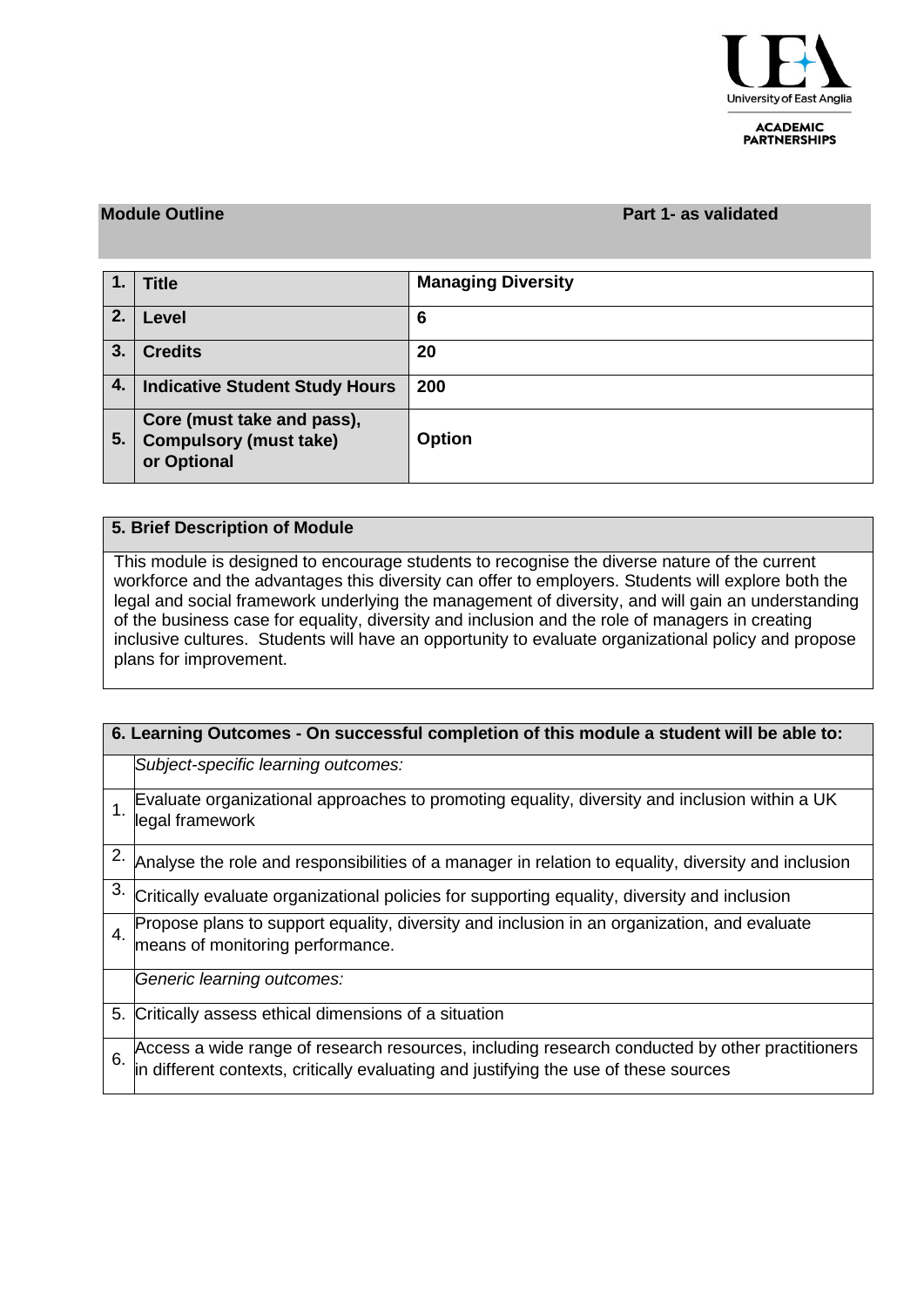UEA University of East Anglia

ACADEMIC PARTNERSHIPS

**Module Outline** **Part 1- as validated**

| | | |
|---|---|---|
| **1.** | **Title** | **Managing Diversity** |
| **2.** | **Level** | **6** |
| **3.** | **Credits** | **20** |
| **4.** | **Indicative Student Study Hours** | **200** |
| **5.** | **Core (must take and pass), Compulsory (must take) or Optional** | **Option** |

**5. Brief Description of Module**

This module is designed to encourage students to recognise the diverse nature of the current workforce and the advantages this diversity can offer to employers. Students will explore both the legal and social framework underlying the management of diversity, and will gain an understanding of the business case for equality, diversity and inclusion and the role of managers in creating inclusive cultures. Students will have an opportunity to evaluate organizational policy and propose plans for improvement.

| **6. Learning Outcomes - On successful completion of this module a student will be able to:** | |
|---|---|
| | *Subject-specific learning outcomes:* |
| 1. | Evaluate organizational approaches to promoting equality, diversity and inclusion within a UK legal framework |
| 2. | Analyse the role and responsibilities of a manager in relation to equality, diversity and inclusion |
| 3. | Critically evaluate organizational policies for supporting equality, diversity and inclusion |
| 4. | Propose plans to support equality, diversity and inclusion in an organization, and evaluate means of monitoring performance. |
| | *Generic learning outcomes:* |
| 5. | Critically assess ethical dimensions of a situation |
| 6. | Access a wide range of research resources, including research conducted by other practitioners in different contexts, critically evaluating and justifying the use of these sources |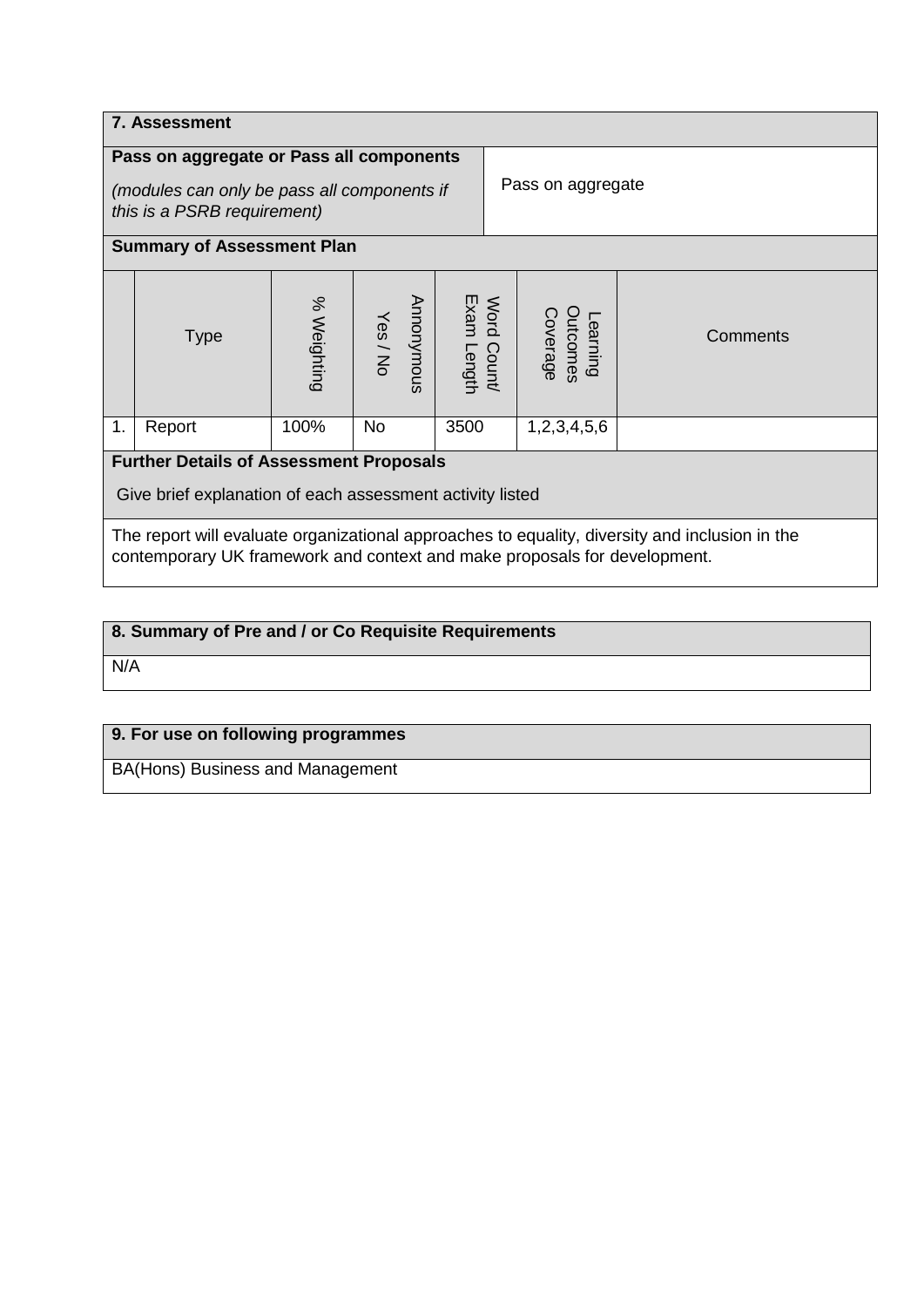## 7. Assessment

| Pass on aggregate or Pass all components *(modules can only be pass all components if this is a PSRB requirement)* | Pass on aggregate |
|---|---|

**Summary of Assessment Plan**

| | Type | % Weighting | Annonymous Yes / No | Word Count/ Exam Length | Learning Outcomes Coverage | Comments |
|---|---|---|---|---|---|---|
| 1. | Report | 100% | No | 3500 | 1,2,3,4,5,6 | |

**Further Details of Assessment Proposals**

Give brief explanation of each assessment activity listed

The report will evaluate organizational approaches to equality, diversity and inclusion in the contemporary UK framework and context and make proposals for development.

## 8. Summary of Pre and / or Co Requisite Requirements

N/A

## 9. For use on following programmes

BA(Hons) Business and Management